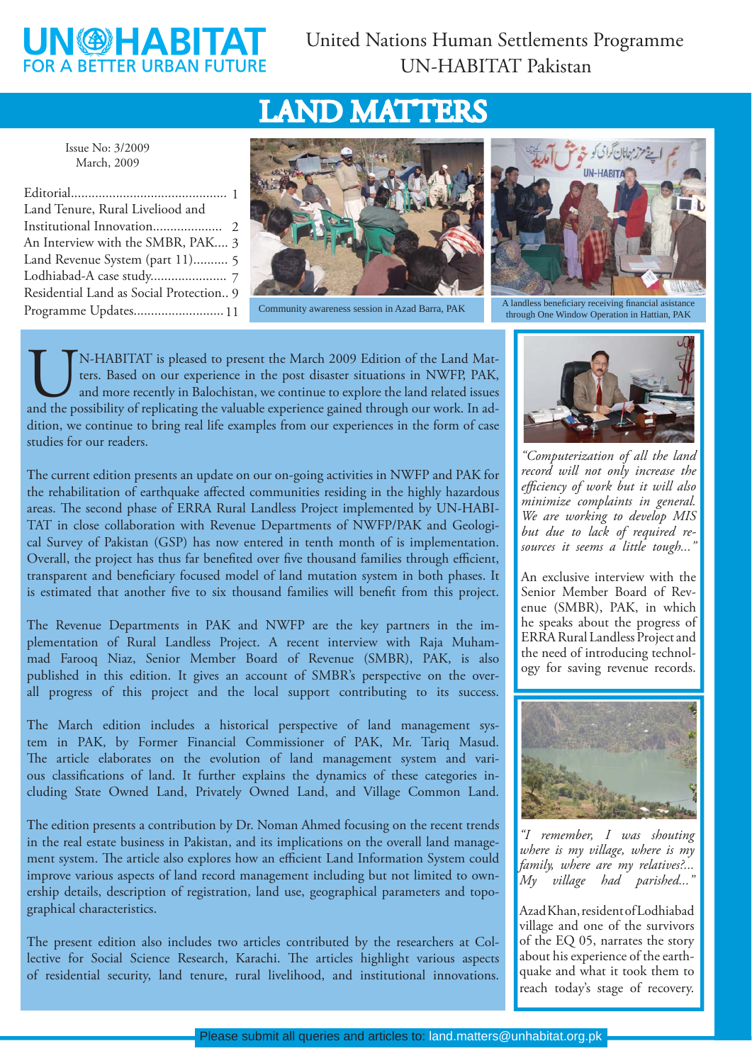UN-HABITAT
FOR A BETTER URBAN FUTURE

United Nations Human Settlements Programme
UN-HABITAT Pakistan

# LAND MATTERS

Issue No: 3/2009
March, 2009

- Editorial............................................ 1
- Land Tenure, Rural Liveliood and Institutional Innovation.................... 2
- An Interview with the SMBR, PAK.... 3
- Land Revenue System (part 11).......... 5
- Lodhiabad-A case study...................... 7
- Residential Land as Social Protection.. 9
- Programme Updates.......................... 11

Community awareness session in Azad Barra, PAK

A landless beneficiary receiving financial asistance through One Window Operation in Hattian, PAK

UN-HABITAT is pleased to present the March 2009 Edition of the Land Matters. Based on our experience in the post disaster situations in NWFP, PAK, and more recently in Balochistan, we continue to explore the land related issues and the possibility of replicating the valuable experience gained through our work. In addition, we continue to bring real life examples from our experiences in the form of case studies for our readers.

The current edition presents an update on our on-going activities in NWFP and PAK for the rehabilitation of earthquake affected communities residing in the highly hazardous areas. The second phase of ERRA Rural Landless Project implemented by UN-HABITAT in close collaboration with Revenue Departments of NWFP/PAK and Geological Survey of Pakistan (GSP) has now entered in tenth month of is implementation. Overall, the project has thus far benefited over five thousand families through efficient, transparent and beneficiary focused model of land mutation system in both phases. It is estimated that another five to six thousand families will benefit from this project.

The Revenue Departments in PAK and NWFP are the key partners in the implementation of Rural Landless Project. A recent interview with Raja Muhammad Farooq Niaz, Senior Member Board of Revenue (SMBR), PAK, is also published in this edition. It gives an account of SMBR's perspective on the overall progress of this project and the local support contributing to its success.

The March edition includes a historical perspective of land management system in PAK, by Former Financial Commissioner of PAK, Mr. Tariq Masud. The article elaborates on the evolution of land management system and various classifications of land. It further explains the dynamics of these categories including State Owned Land, Privately Owned Land, and Village Common Land.

The edition presents a contribution by Dr. Noman Ahmed focusing on the recent trends in the real estate business in Pakistan, and its implications on the overall land management system. The article also explores how an efficient Land Information System could improve various aspects of land record management including but not limited to ownership details, description of registration, land use, geographical parameters and topographical characteristics.

The present edition also includes two articles contributed by the researchers at Collective for Social Science Research, Karachi. The articles highlight various aspects of residential security, land tenure, rural livelihood, and institutional innovations.

*"Computerization of all the land record will not only increase the efficiency of work but it will also minimize complaints in general. We are working to develop MIS but due to lack of required resources it seems a little tough..."*

An exclusive interview with the Senior Member Board of Revenue (SMBR), PAK, in which he speaks about the progress of ERRA Rural Landless Project and the need of introducing technology for saving revenue records.

*"I remember, I was shouting where is my village, where is my family, where are my relatives?... My village had parished..."*

Azad Khan, resident of Lodhiabad village and one of the survivors of the EQ 05, narrates the story about his experience of the earthquake and what it took them to reach today's stage of recovery.

Please submit all queries and articles to: land.matters@unhabitat.org.pk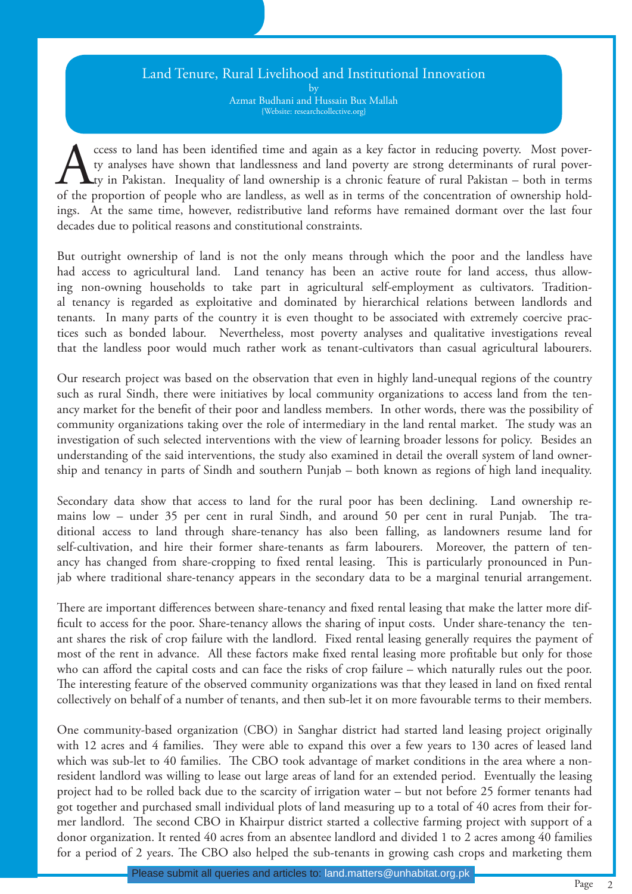# Land Tenure, Rural Livelihood and Institutional Innovation

by

Azmat Budhani and Hussain Bux Mallah

{Website: researchcollective.org}

Access to land has been identified time and again as a key factor in reducing poverty. Most poverty analyses have shown that landlessness and land poverty are strong determinants of rural poverty in Pakistan. Inequality of land ownership is a chronic feature of rural Pakistan – both in terms of the proportion of people who are landless, as well as in terms of the concentration of ownership holdings. At the same time, however, redistributive land reforms have remained dormant over the last four decades due to political reasons and constitutional constraints.

But outright ownership of land is not the only means through which the poor and the landless have had access to agricultural land. Land tenancy has been an active route for land access, thus allowing non-owning households to take part in agricultural self-employment as cultivators. Traditional tenancy is regarded as exploitative and dominated by hierarchical relations between landlords and tenants. In many parts of the country it is even thought to be associated with extremely coercive practices such as bonded labour. Nevertheless, most poverty analyses and qualitative investigations reveal that the landless poor would much rather work as tenant-cultivators than casual agricultural labourers.

Our research project was based on the observation that even in highly land-unequal regions of the country such as rural Sindh, there were initiatives by local community organizations to access land from the tenancy market for the benefit of their poor and landless members. In other words, there was the possibility of community organizations taking over the role of intermediary in the land rental market. The study was an investigation of such selected interventions with the view of learning broader lessons for policy. Besides an understanding of the said interventions, the study also examined in detail the overall system of land ownership and tenancy in parts of Sindh and southern Punjab – both known as regions of high land inequality.

Secondary data show that access to land for the rural poor has been declining. Land ownership remains low – under 35 per cent in rural Sindh, and around 50 per cent in rural Punjab. The traditional access to land through share-tenancy has also been falling, as landowners resume land for self-cultivation, and hire their former share-tenants as farm labourers. Moreover, the pattern of tenancy has changed from share-cropping to fixed rental leasing. This is particularly pronounced in Punjab where traditional share-tenancy appears in the secondary data to be a marginal tenurial arrangement.

There are important differences between share-tenancy and fixed rental leasing that make the latter more difficult to access for the poor. Share-tenancy allows the sharing of input costs. Under share-tenancy the tenant shares the risk of crop failure with the landlord. Fixed rental leasing generally requires the payment of most of the rent in advance. All these factors make fixed rental leasing more profitable but only for those who can afford the capital costs and can face the risks of crop failure – which naturally rules out the poor. The interesting feature of the observed community organizations was that they leased in land on fixed rental collectively on behalf of a number of tenants, and then sub-let it on more favourable terms to their members.

One community-based organization (CBO) in Sanghar district had started land leasing project originally with 12 acres and 4 families. They were able to expand this over a few years to 130 acres of leased land which was sub-let to 40 families. The CBO took advantage of market conditions in the area where a non-resident landlord was willing to lease out large areas of land for an extended period. Eventually the leasing project had to be rolled back due to the scarcity of irrigation water – but not before 25 former tenants had got together and purchased small individual plots of land measuring up to a total of 40 acres from their former landlord. The second CBO in Khairpur district started a collective farming project with support of a donor organization. It rented 40 acres from an absentee landlord and divided 1 to 2 acres among 40 families for a period of 2 years. The CBO also helped the sub-tenants in growing cash crops and marketing them

Please submit all queries and articles to: land.matters@unhabitat.org.pk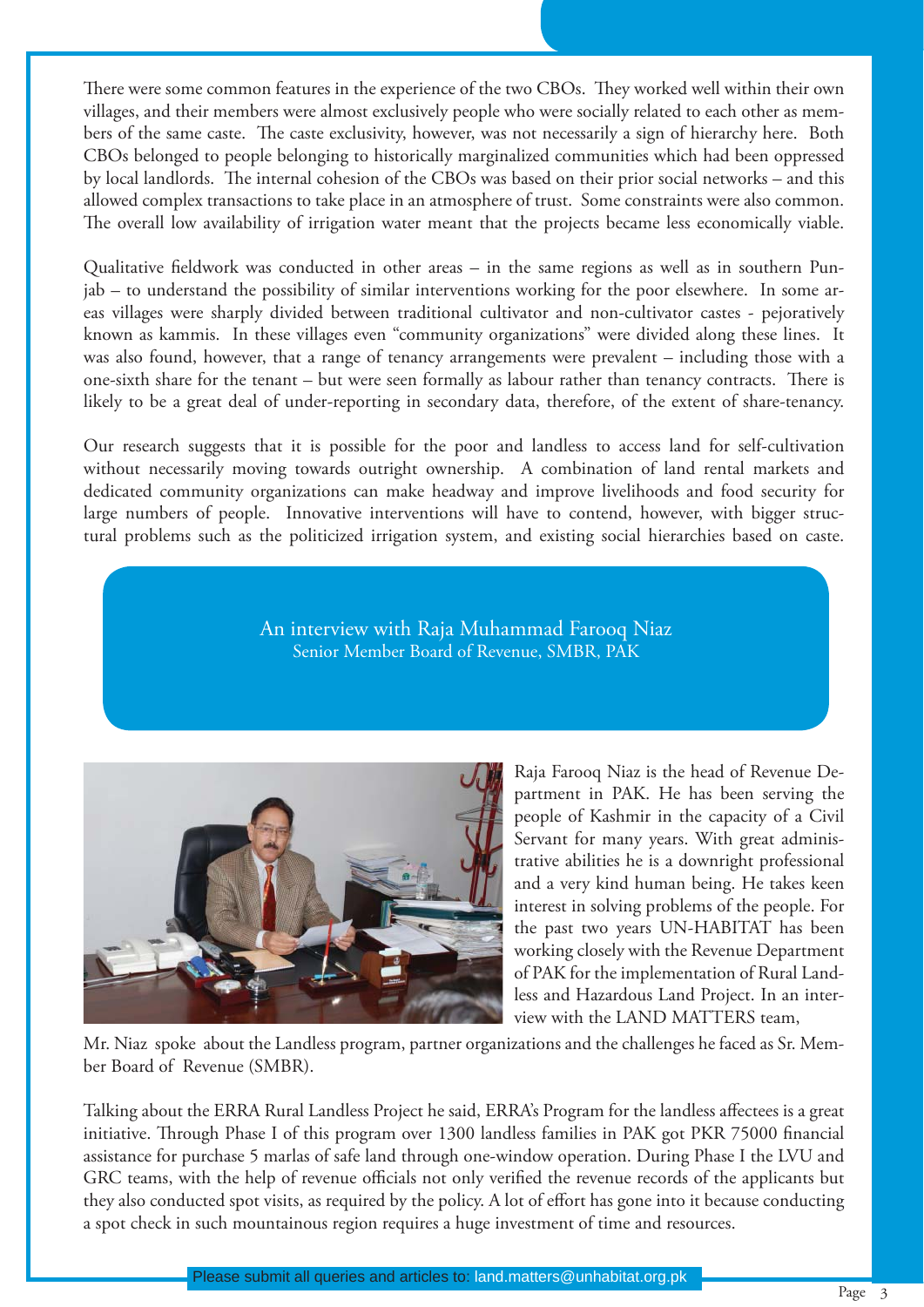There were some common features in the experience of the two CBOs. They worked well within their own villages, and their members were almost exclusively people who were socially related to each other as members of the same caste. The caste exclusivity, however, was not necessarily a sign of hierarchy here. Both CBOs belonged to people belonging to historically marginalized communities which had been oppressed by local landlords. The internal cohesion of the CBOs was based on their prior social networks – and this allowed complex transactions to take place in an atmosphere of trust. Some constraints were also common. The overall low availability of irrigation water meant that the projects became less economically viable.

Qualitative fieldwork was conducted in other areas – in the same regions as well as in southern Punjab – to understand the possibility of similar interventions working for the poor elsewhere. In some areas villages were sharply divided between traditional cultivator and non-cultivator castes - pejoratively known as kammis. In these villages even "community organizations" were divided along these lines. It was also found, however, that a range of tenancy arrangements were prevalent – including those with a one-sixth share for the tenant – but were seen formally as labour rather than tenancy contracts. There is likely to be a great deal of under-reporting in secondary data, therefore, of the extent of share-tenancy.

Our research suggests that it is possible for the poor and landless to access land for self-cultivation without necessarily moving towards outright ownership. A combination of land rental markets and dedicated community organizations can make headway and improve livelihoods and food security for large numbers of people. Innovative interventions will have to contend, however, with bigger structural problems such as the politicized irrigation system, and existing social hierarchies based on caste.

## An interview with Raja Muhammad Farooq Niaz

Senior Member Board of Revenue, SMBR, PAK

Raja Farooq Niaz is the head of Revenue Department in PAK. He has been serving the people of Kashmir in the capacity of a Civil Servant for many years. With great administrative abilities he is a downright professional and a very kind human being. He takes keen interest in solving problems of the people. For the past two years UN-HABITAT has been working closely with the Revenue Department of PAK for the implementation of Rural Landless and Hazardous Land Project. In an interview with the LAND MATTERS team, Mr. Niaz spoke about the Landless program, partner organizations and the challenges he faced as Sr. Member Board of Revenue (SMBR).

Talking about the ERRA Rural Landless Project he said, ERRA's Program for the landless affectees is a great initiative. Through Phase I of this program over 1300 landless families in PAK got PKR 75000 financial assistance for purchase 5 marlas of safe land through one-window operation. During Phase I the LVU and GRC teams, with the help of revenue officials not only verified the revenue records of the applicants but they also conducted spot visits, as required by the policy. A lot of effort has gone into it because conducting a spot check in such mountainous region requires a huge investment of time and resources.

Please submit all queries and articles to: land.matters@unhabitat.org.pk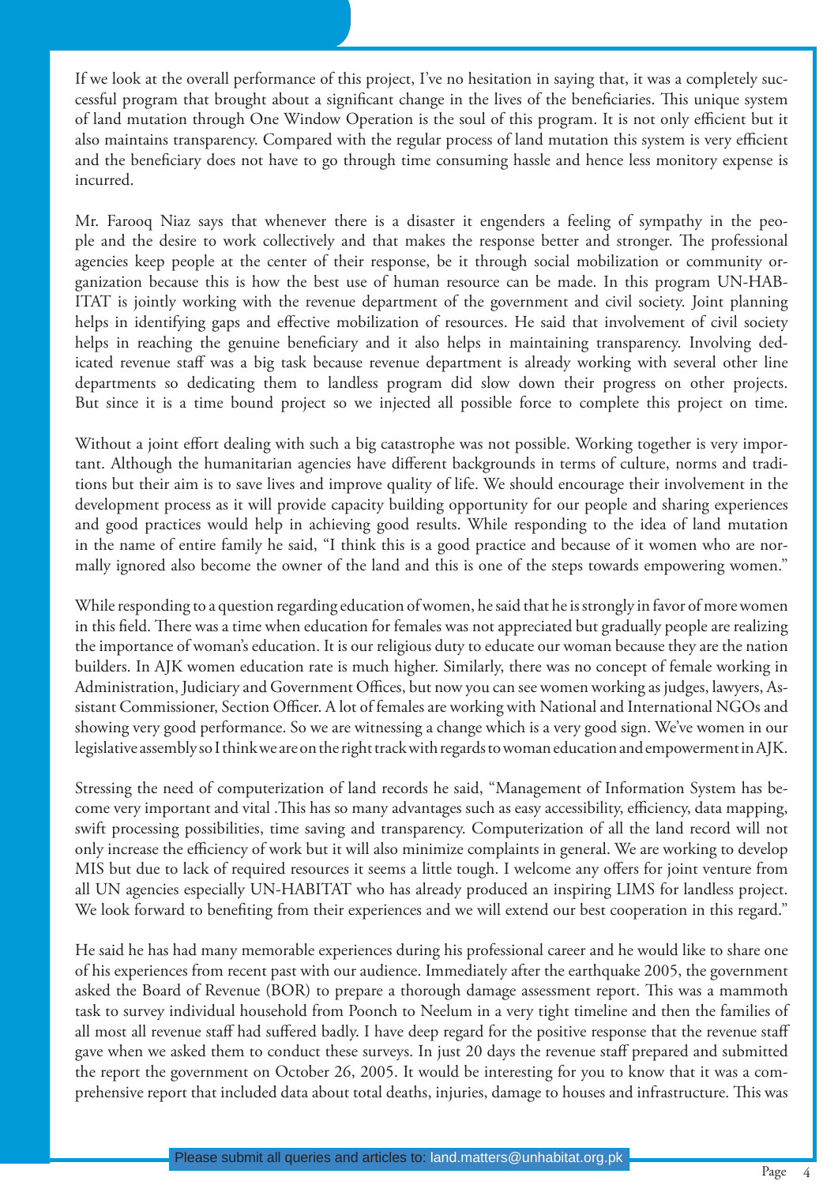If we look at the overall performance of this project, I've no hesitation in saying that, it was a completely successful program that brought about a significant change in the lives of the beneficiaries. This unique system of land mutation through One Window Operation is the soul of this program. It is not only efficient but it also maintains transparency. Compared with the regular process of land mutation this system is very efficient and the beneficiary does not have to go through time consuming hassle and hence less monitory expense is incurred.

Mr. Farooq Niaz says that whenever there is a disaster it engenders a feeling of sympathy in the people and the desire to work collectively and that makes the response better and stronger. The professional agencies keep people at the center of their response, be it through social mobilization or community organization because this is how the best use of human resource can be made. In this program UN-HABITAT is jointly working with the revenue department of the government and civil society. Joint planning helps in identifying gaps and effective mobilization of resources. He said that involvement of civil society helps in reaching the genuine beneficiary and it also helps in maintaining transparency. Involving dedicated revenue staff was a big task because revenue department is already working with several other line departments so dedicating them to landless program did slow down their progress on other projects. But since it is a time bound project so we injected all possible force to complete this project on time.

Without a joint effort dealing with such a big catastrophe was not possible. Working together is very important. Although the humanitarian agencies have different backgrounds in terms of culture, norms and traditions but their aim is to save lives and improve quality of life. We should encourage their involvement in the development process as it will provide capacity building opportunity for our people and sharing experiences and good practices would help in achieving good results. While responding to the idea of land mutation in the name of entire family he said, "I think this is a good practice and because of it women who are normally ignored also become the owner of the land and this is one of the steps towards empowering women."

While responding to a question regarding education of women, he said that he is strongly in favor of more women in this field. There was a time when education for females was not appreciated but gradually people are realizing the importance of woman's education. It is our religious duty to educate our woman because they are the nation builders. In AJK women education rate is much higher. Similarly, there was no concept of female working in Administration, Judiciary and Government Offices, but now you can see women working as judges, lawyers, Assistant Commissioner, Section Officer. A lot of females are working with National and International NGOs and showing very good performance. So we are witnessing a change which is a very good sign. We've women in our legislative assembly so I think we are on the right track with regards to woman education and empowerment in AJK.

Stressing the need of computerization of land records he said, "Management of Information System has become very important and vital .This has so many advantages such as easy accessibility, efficiency, data mapping, swift processing possibilities, time saving and transparency. Computerization of all the land record will not only increase the efficiency of work but it will also minimize complaints in general. We are working to develop MIS but due to lack of required resources it seems a little tough. I welcome any offers for joint venture from all UN agencies especially UN-HABITAT who has already produced an inspiring LIMS for landless project. We look forward to benefiting from their experiences and we will extend our best cooperation in this regard."

He said he has had many memorable experiences during his professional career and he would like to share one of his experiences from recent past with our audience. Immediately after the earthquake 2005, the government asked the Board of Revenue (BOR) to prepare a thorough damage assessment report. This was a mammoth task to survey individual household from Poonch to Neelum in a very tight timeline and then the families of all most all revenue staff had suffered badly. I have deep regard for the positive response that the revenue staff gave when we asked them to conduct these surveys. In just 20 days the revenue staff prepared and submitted the report the government on October 26, 2005. It would be interesting for you to know that it was a comprehensive report that included data about total deaths, injuries, damage to houses and infrastructure. This was

Please submit all queries and articles to: land.matters@unhabitat.org.pk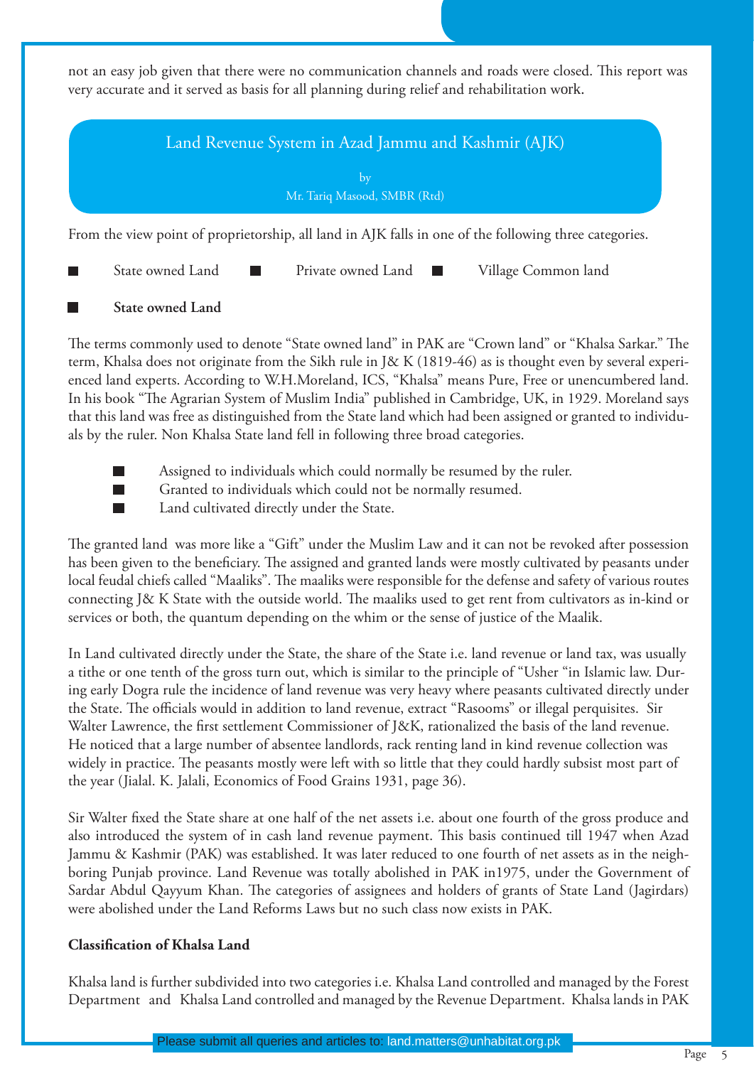not an easy job given that there were no communication channels and roads were closed. This report was very accurate and it served as basis for all planning during relief and rehabilitation work.

## Land Revenue System in Azad Jammu and Kashmir (AJK)

by
Mr. Tariq Masood, SMBR (Rtd)

From the view point of proprietorship, all land in AJK falls in one of the following three categories.

- State owned Land
- Private owned Land
- Village Common land

### State owned Land

The terms commonly used to denote "State owned land" in PAK are "Crown land" or "Khalsa Sarkar." The term, Khalsa does not originate from the Sikh rule in J& K (1819-46) as is thought even by several experienced land experts. According to W.H.Moreland, ICS, "Khalsa" means Pure, Free or unencumbered land. In his book "The Agrarian System of Muslim India" published in Cambridge, UK, in 1929. Moreland says that this land was free as distinguished from the State land which had been assigned or granted to individuals by the ruler. Non Khalsa State land fell in following three broad categories.

- Assigned to individuals which could normally be resumed by the ruler.
- Granted to individuals which could not be normally resumed.
- Land cultivated directly under the State.

The granted land was more like a "Gift" under the Muslim Law and it can not be revoked after possession has been given to the beneficiary. The assigned and granted lands were mostly cultivated by peasants under local feudal chiefs called "Maaliks". The maaliks were responsible for the defense and safety of various routes connecting J& K State with the outside world. The maaliks used to get rent from cultivators as in-kind or services or both, the quantum depending on the whim or the sense of justice of the Maalik.

In Land cultivated directly under the State, the share of the State i.e. land revenue or land tax, was usually a tithe or one tenth of the gross turn out, which is similar to the principle of "Usher "in Islamic law. During early Dogra rule the incidence of land revenue was very heavy where peasants cultivated directly under the State. The officials would in addition to land revenue, extract "Rasooms" or illegal perquisites. Sir Walter Lawrence, the first settlement Commissioner of J&K, rationalized the basis of the land revenue. He noticed that a large number of absentee landlords, rack renting land in kind revenue collection was widely in practice. The peasants mostly were left with so little that they could hardly subsist most part of the year (Jialal. K. Jalali, Economics of Food Grains 1931, page 36).

Sir Walter fixed the State share at one half of the net assets i.e. about one fourth of the gross produce and also introduced the system of in cash land revenue payment. This basis continued till 1947 when Azad Jammu & Kashmir (PAK) was established. It was later reduced to one fourth of net assets as in the neighboring Punjab province. Land Revenue was totally abolished in PAK in1975, under the Government of Sardar Abdul Qayyum Khan. The categories of assignees and holders of grants of State Land (Jagirdars) were abolished under the Land Reforms Laws but no such class now exists in PAK.

### Classification of Khalsa Land

Khalsa land is further subdivided into two categories i.e. Khalsa Land controlled and managed by the Forest Department and Khalsa Land controlled and managed by the Revenue Department. Khalsa lands in PAK

Please submit all queries and articles to: land.matters@unhabitat.org.pk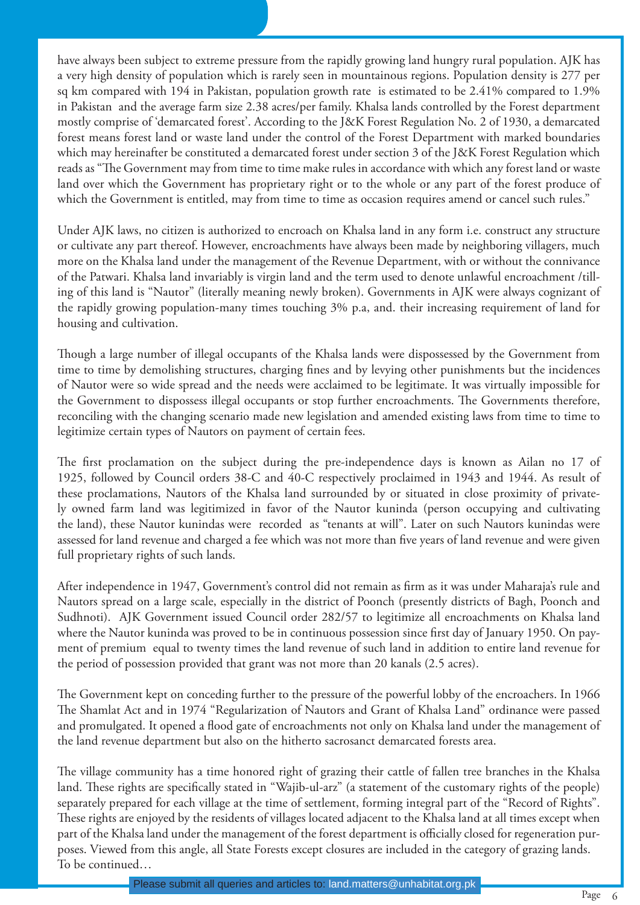have always been subject to extreme pressure from the rapidly growing land hungry rural population. AJK has a very high density of population which is rarely seen in mountainous regions. Population density is 277 per sq km compared with 194 in Pakistan, population growth rate is estimated to be 2.41% compared to 1.9% in Pakistan and the average farm size 2.38 acres/per family. Khalsa lands controlled by the Forest department mostly comprise of 'demarcated forest'. According to the J&K Forest Regulation No. 2 of 1930, a demarcated forest means forest land or waste land under the control of the Forest Department with marked boundaries which may hereinafter be constituted a demarcated forest under section 3 of the J&K Forest Regulation which reads as "The Government may from time to time make rules in accordance with which any forest land or waste land over which the Government has proprietary right or to the whole or any part of the forest produce of which the Government is entitled, may from time to time as occasion requires amend or cancel such rules."

Under AJK laws, no citizen is authorized to encroach on Khalsa land in any form i.e. construct any structure or cultivate any part thereof. However, encroachments have always been made by neighboring villagers, much more on the Khalsa land under the management of the Revenue Department, with or without the connivance of the Patwari. Khalsa land invariably is virgin land and the term used to denote unlawful encroachment /tilling of this land is "Nautor" (literally meaning newly broken). Governments in AJK were always cognizant of the rapidly growing population-many times touching 3% p.a, and. their increasing requirement of land for housing and cultivation.

Though a large number of illegal occupants of the Khalsa lands were dispossessed by the Government from time to time by demolishing structures, charging fines and by levying other punishments but the incidences of Nautor were so wide spread and the needs were acclaimed to be legitimate. It was virtually impossible for the Government to dispossess illegal occupants or stop further encroachments. The Governments therefore, reconciling with the changing scenario made new legislation and amended existing laws from time to time to legitimize certain types of Nautors on payment of certain fees.

The first proclamation on the subject during the pre-independence days is known as Ailan no 17 of 1925, followed by Council orders 38-C and 40-C respectively proclaimed in 1943 and 1944. As result of these proclamations, Nautors of the Khalsa land surrounded by or situated in close proximity of privately owned farm land was legitimized in favor of the Nautor kuninda (person occupying and cultivating the land), these Nautor kunindas were recorded as "tenants at will". Later on such Nautors kunindas were assessed for land revenue and charged a fee which was not more than five years of land revenue and were given full proprietary rights of such lands.

After independence in 1947, Government's control did not remain as firm as it was under Maharaja's rule and Nautors spread on a large scale, especially in the district of Poonch (presently districts of Bagh, Poonch and Sudhnoti). AJK Government issued Council order 282/57 to legitimize all encroachments on Khalsa land where the Nautor kuninda was proved to be in continuous possession since first day of January 1950. On payment of premium equal to twenty times the land revenue of such land in addition to entire land revenue for the period of possession provided that grant was not more than 20 kanals (2.5 acres).

The Government kept on conceding further to the pressure of the powerful lobby of the encroachers. In 1966 The Shamlat Act and in 1974 "Regularization of Nautors and Grant of Khalsa Land" ordinance were passed and promulgated. It opened a flood gate of encroachments not only on Khalsa land under the management of the land revenue department but also on the hitherto sacrosanct demarcated forests area.

The village community has a time honored right of grazing their cattle of fallen tree branches in the Khalsa land. These rights are specifically stated in "Wajib-ul-arz" (a statement of the customary rights of the people) separately prepared for each village at the time of settlement, forming integral part of the "Record of Rights". These rights are enjoyed by the residents of villages located adjacent to the Khalsa land at all times except when part of the Khalsa land under the management of the forest department is officially closed for regeneration purposes. Viewed from this angle, all State Forests except closures are included in the category of grazing lands.

To be continued…

Please submit all queries and articles to: land.matters@unhabitat.org.pk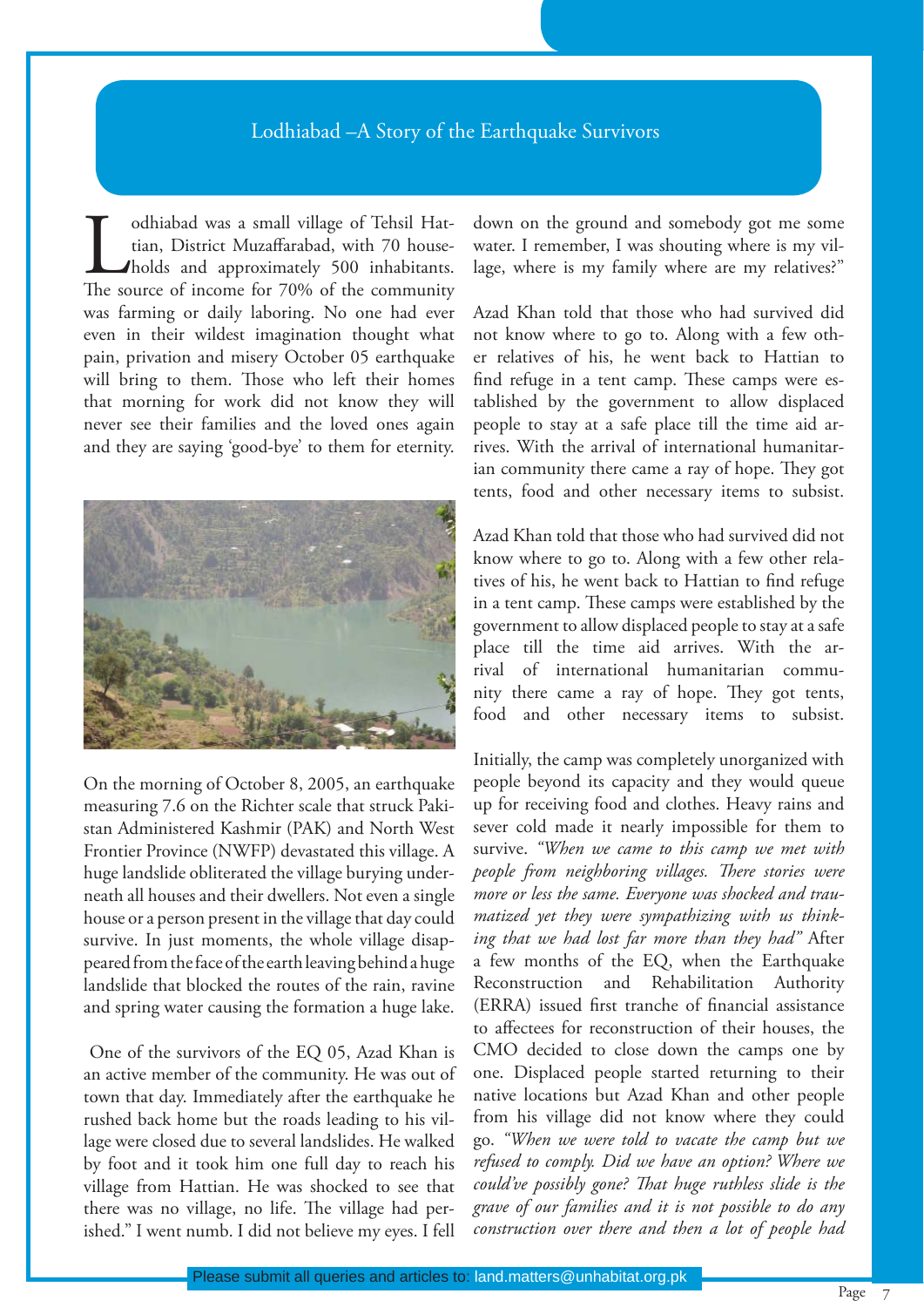## Lodhiabad –A Story of the Earthquake Survivors

Lodhiabad was a small village of Tehsil Hattian, District Muzaffarabad, with 70 households and approximately 500 inhabitants. The source of income for 70% of the community was farming or daily laboring. No one had ever even in their wildest imagination thought what pain, privation and misery October 05 earthquake will bring to them. Those who left their homes that morning for work did not know they will never see their families and the loved ones again and they are saying 'good-bye' to them for eternity.

On the morning of October 8, 2005, an earthquake measuring 7.6 on the Richter scale that struck Pakistan Administered Kashmir (PAK) and North West Frontier Province (NWFP) devastated this village. A huge landslide obliterated the village burying underneath all houses and their dwellers. Not even a single house or a person present in the village that day could survive. In just moments, the whole village disappeared from the face of the earth leaving behind a huge landslide that blocked the routes of the rain, ravine and spring water causing the formation a huge lake.

One of the survivors of the EQ 05, Azad Khan is an active member of the community. He was out of town that day. Immediately after the earthquake he rushed back home but the roads leading to his village were closed due to several landslides. He walked by foot and it took him one full day to reach his village from Hattian. He was shocked to see that there was no village, no life. The village had perished." I went numb. I did not believe my eyes. I fell down on the ground and somebody got me some water. I remember, I was shouting where is my village, where is my family where are my relatives?"

Azad Khan told that those who had survived did not know where to go to. Along with a few other relatives of his, he went back to Hattian to find refuge in a tent camp. These camps were established by the government to allow displaced people to stay at a safe place till the time aid arrives. With the arrival of international humanitarian community there came a ray of hope. They got tents, food and other necessary items to subsist.

Azad Khan told that those who had survived did not know where to go to. Along with a few other relatives of his, he went back to Hattian to find refuge in a tent camp. These camps were established by the government to allow displaced people to stay at a safe place till the time aid arrives. With the arrival of international humanitarian community there came a ray of hope. They got tents, food and other necessary items to subsist.

Initially, the camp was completely unorganized with people beyond its capacity and they would queue up for receiving food and clothes. Heavy rains and sever cold made it nearly impossible for them to survive. *"When we came to this camp we met with people from neighboring villages. There stories were more or less the same. Everyone was shocked and traumatized yet they were sympathizing with us thinking that we had lost far more than they had"* After a few months of the EQ, when the Earthquake Reconstruction and Rehabilitation Authority (ERRA) issued first tranche of financial assistance to affectees for reconstruction of their houses, the CMO decided to close down the camps one by one. Displaced people started returning to their native locations but Azad Khan and other people from his village did not know where they could go. *"When we were told to vacate the camp but we refused to comply. Did we have an option? Where we could've possibly gone? That huge ruthless slide is the grave of our families and it is not possible to do any construction over there and then a lot of people had*

Please submit all queries and articles to: land.matters@unhabitat.org.pk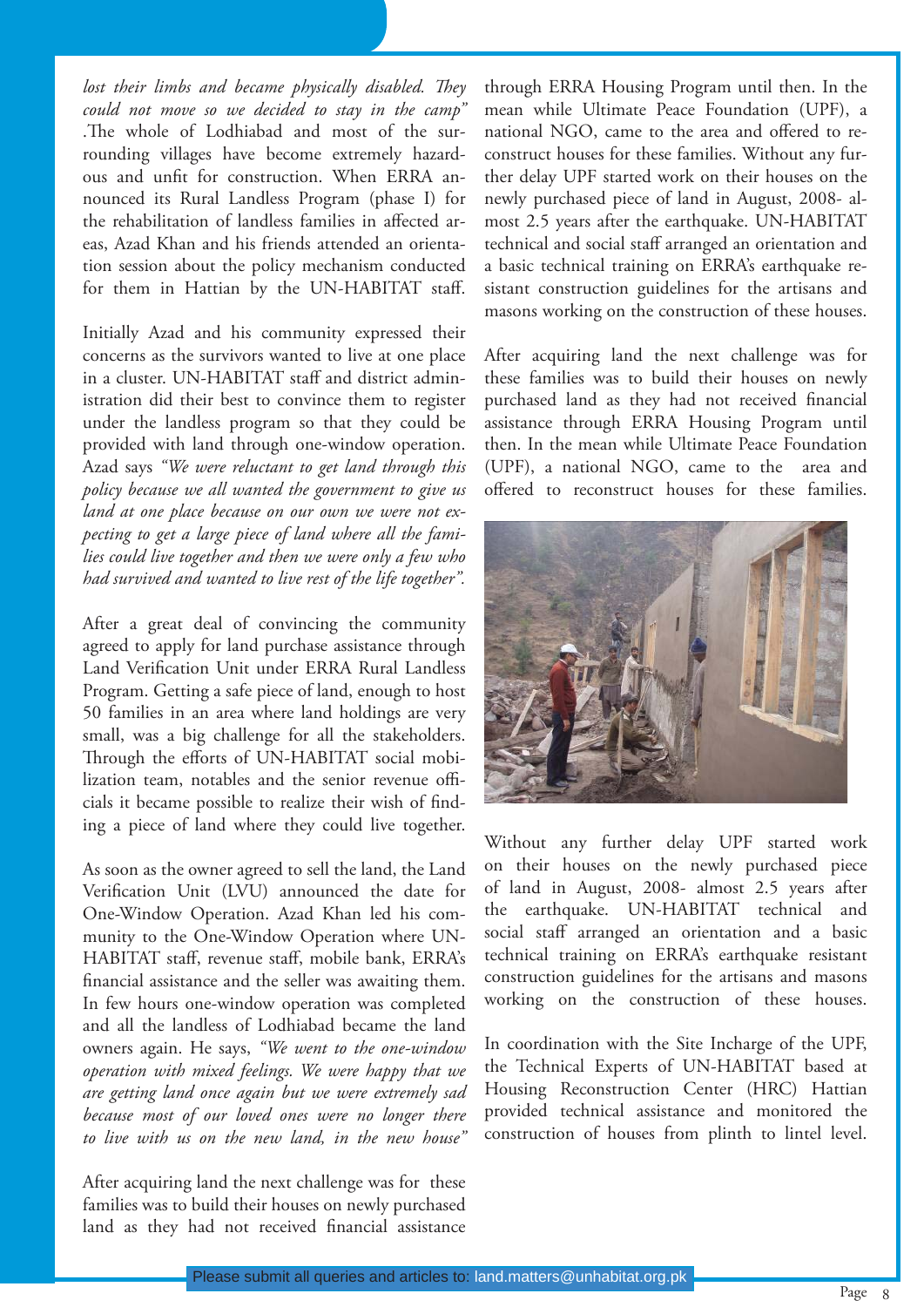*lost their limbs and became physically disabled. They could not move so we decided to stay in the camp"* .The whole of Lodhiabad and most of the surrounding villages have become extremely hazardous and unfit for construction. When ERRA announced its Rural Landless Program (phase I) for the rehabilitation of landless families in affected areas, Azad Khan and his friends attended an orientation session about the policy mechanism conducted for them in Hattian by the UN-HABITAT staff.

Initially Azad and his community expressed their concerns as the survivors wanted to live at one place in a cluster. UN-HABITAT staff and district administration did their best to convince them to register under the landless program so that they could be provided with land through one-window operation. Azad says *"We were reluctant to get land through this policy because we all wanted the government to give us land at one place because on our own we were not expecting to get a large piece of land where all the families could live together and then we were only a few who had survived and wanted to live rest of the life together".*

After a great deal of convincing the community agreed to apply for land purchase assistance through Land Verification Unit under ERRA Rural Landless Program. Getting a safe piece of land, enough to host 50 families in an area where land holdings are very small, was a big challenge for all the stakeholders. Through the efforts of UN-HABITAT social mobilization team, notables and the senior revenue officials it became possible to realize their wish of finding a piece of land where they could live together.

As soon as the owner agreed to sell the land, the Land Verification Unit (LVU) announced the date for One-Window Operation. Azad Khan led his community to the One-Window Operation where UN-HABITAT staff, revenue staff, mobile bank, ERRA's financial assistance and the seller was awaiting them. In few hours one-window operation was completed and all the landless of Lodhiabad became the land owners again. He says, *"We went to the one-window operation with mixed feelings. We were happy that we are getting land once again but we were extremely sad because most of our loved ones were no longer there to live with us on the new land, in the new house"*

After acquiring land the next challenge was for these families was to build their houses on newly purchased land as they had not received financial assistance through ERRA Housing Program until then. In the mean while Ultimate Peace Foundation (UPF), a national NGO, came to the area and offered to reconstruct houses for these families. Without any further delay UPF started work on their houses on the newly purchased piece of land in August, 2008- almost 2.5 years after the earthquake. UN-HABITAT technical and social staff arranged an orientation and a basic technical training on ERRA's earthquake resistant construction guidelines for the artisans and masons working on the construction of these houses.

After acquiring land the next challenge was for these families was to build their houses on newly purchased land as they had not received financial assistance through ERRA Housing Program until then. In the mean while Ultimate Peace Foundation (UPF), a national NGO, came to the area and offered to reconstruct houses for these families.

Without any further delay UPF started work on their houses on the newly purchased piece of land in August, 2008- almost 2.5 years after the earthquake. UN-HABITAT technical and social staff arranged an orientation and a basic technical training on ERRA's earthquake resistant construction guidelines for the artisans and masons working on the construction of these houses.

In coordination with the Site Incharge of the UPF, the Technical Experts of UN-HABITAT based at Housing Reconstruction Center (HRC) Hattian provided technical assistance and monitored the construction of houses from plinth to lintel level.

Please submit all queries and articles to: land.matters@unhabitat.org.pk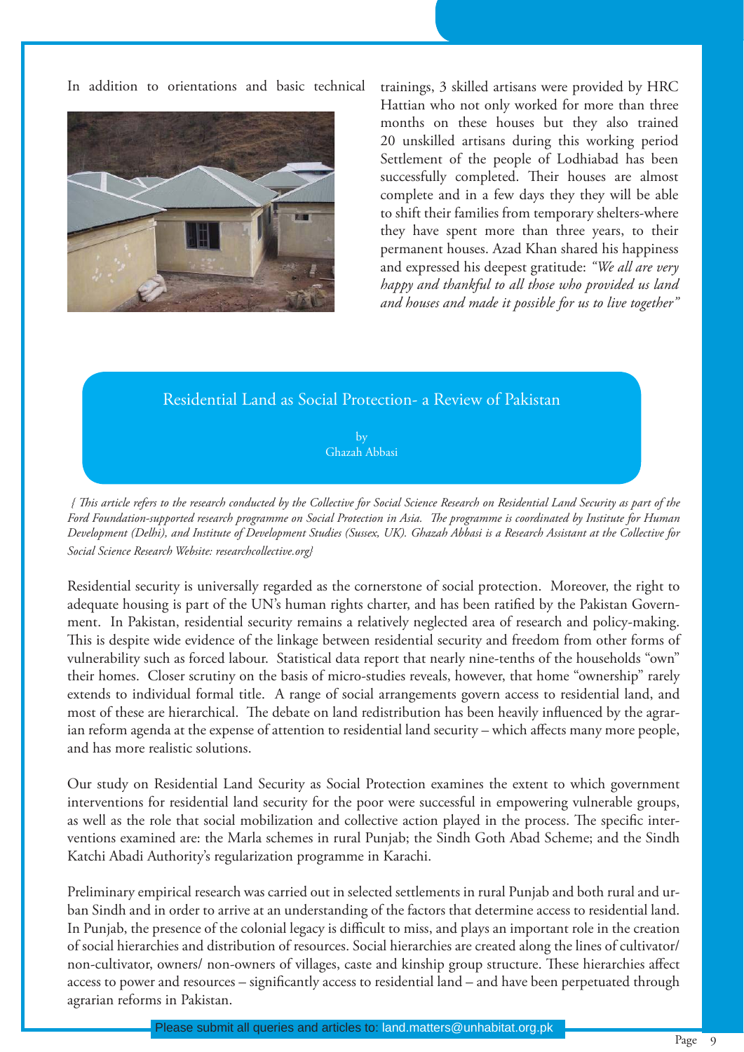In addition to orientations and basic technical trainings, 3 skilled artisans were provided by HRC Hattian who not only worked for more than three months on these houses but they also trained 20 unskilled artisans during this working period Settlement of the people of Lodhiabad has been successfully completed. Their houses are almost complete and in a few days they they will be able to shift their families from temporary shelters-where they have spent more than three years, to their permanent houses. Azad Khan shared his happiness and expressed his deepest gratitude: *"We all are very happy and thankful to all those who provided us land and houses and made it possible for us to live together"*

## Residential Land as Social Protection- a Review of Pakistan

by
Ghazah Abbasi

*{This article refers to the research conducted by the Collective for Social Science Research on Residential Land Security as part of the Ford Foundation-supported research programme on Social Protection in Asia. The programme is coordinated by Institute for Human Development (Delhi), and Institute of Development Studies (Sussex, UK). Ghazah Abbasi is a Research Assistant at the Collective for Social Science Research Website: researchcollective.org}*

Residential security is universally regarded as the cornerstone of social protection. Moreover, the right to adequate housing is part of the UN's human rights charter, and has been ratified by the Pakistan Government. In Pakistan, residential security remains a relatively neglected area of research and policy-making. This is despite wide evidence of the linkage between residential security and freedom from other forms of vulnerability such as forced labour. Statistical data report that nearly nine-tenths of the households "own" their homes. Closer scrutiny on the basis of micro-studies reveals, however, that home "ownership" rarely extends to individual formal title. A range of social arrangements govern access to residential land, and most of these are hierarchical. The debate on land redistribution has been heavily influenced by the agrarian reform agenda at the expense of attention to residential land security – which affects many more people, and has more realistic solutions.

Our study on Residential Land Security as Social Protection examines the extent to which government interventions for residential land security for the poor were successful in empowering vulnerable groups, as well as the role that social mobilization and collective action played in the process. The specific interventions examined are: the Marla schemes in rural Punjab; the Sindh Goth Abad Scheme; and the Sindh Katchi Abadi Authority's regularization programme in Karachi.

Preliminary empirical research was carried out in selected settlements in rural Punjab and both rural and urban Sindh and in order to arrive at an understanding of the factors that determine access to residential land. In Punjab, the presence of the colonial legacy is difficult to miss, and plays an important role in the creation of social hierarchies and distribution of resources. Social hierarchies are created along the lines of cultivator/ non-cultivator, owners/ non-owners of villages, caste and kinship group structure. These hierarchies affect access to power and resources – significantly access to residential land – and have been perpetuated through agrarian reforms in Pakistan.

Please submit all queries and articles to: land.matters@unhabitat.org.pk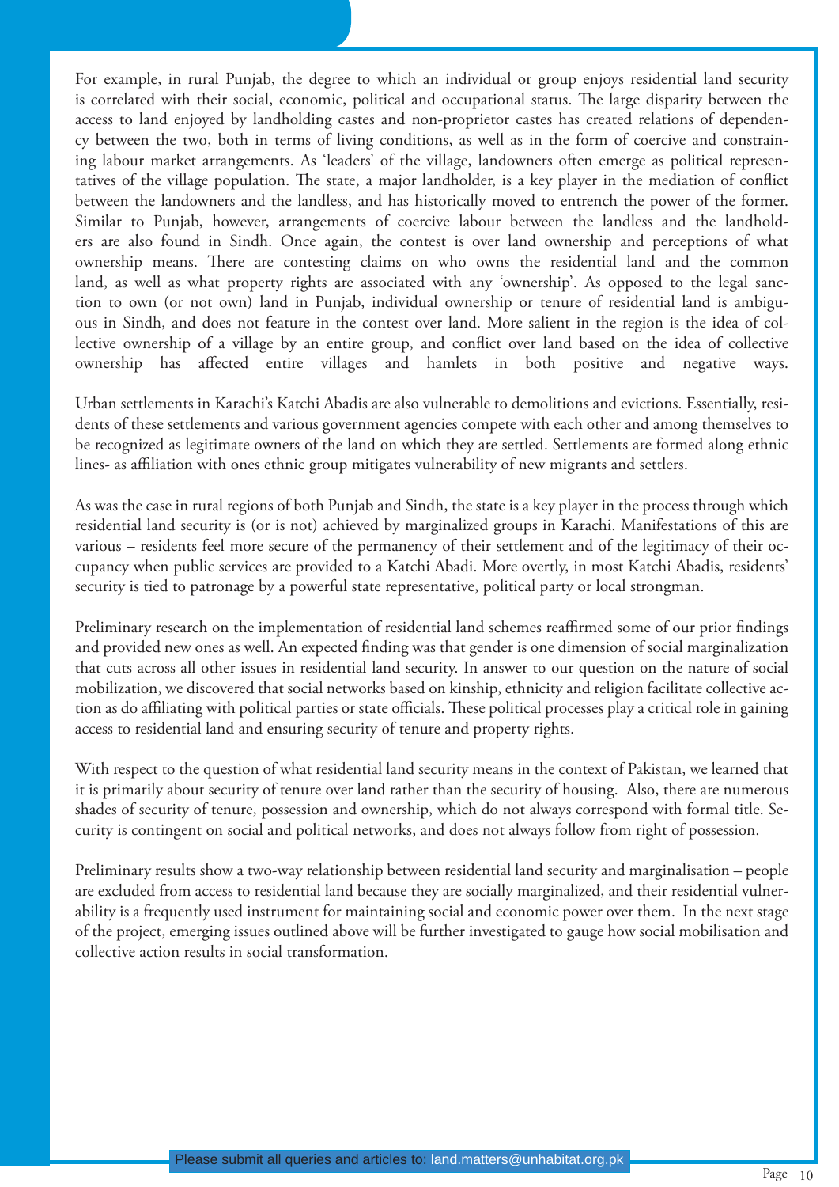For example, in rural Punjab, the degree to which an individual or group enjoys residential land security is correlated with their social, economic, political and occupational status. The large disparity between the access to land enjoyed by landholding castes and non-proprietor castes has created relations of dependency between the two, both in terms of living conditions, as well as in the form of coercive and constraining labour market arrangements. As 'leaders' of the village, landowners often emerge as political representatives of the village population. The state, a major landholder, is a key player in the mediation of conflict between the landowners and the landless, and has historically moved to entrench the power of the former. Similar to Punjab, however, arrangements of coercive labour between the landless and the landholders are also found in Sindh. Once again, the contest is over land ownership and perceptions of what ownership means. There are contesting claims on who owns the residential land and the common land, as well as what property rights are associated with any 'ownership'. As opposed to the legal sanction to own (or not own) land in Punjab, individual ownership or tenure of residential land is ambiguous in Sindh, and does not feature in the contest over land. More salient in the region is the idea of collective ownership of a village by an entire group, and conflict over land based on the idea of collective ownership has affected entire villages and hamlets in both positive and negative ways.

Urban settlements in Karachi's Katchi Abadis are also vulnerable to demolitions and evictions. Essentially, residents of these settlements and various government agencies compete with each other and among themselves to be recognized as legitimate owners of the land on which they are settled. Settlements are formed along ethnic lines- as affiliation with ones ethnic group mitigates vulnerability of new migrants and settlers.

As was the case in rural regions of both Punjab and Sindh, the state is a key player in the process through which residential land security is (or is not) achieved by marginalized groups in Karachi. Manifestations of this are various – residents feel more secure of the permanency of their settlement and of the legitimacy of their occupancy when public services are provided to a Katchi Abadi. More overtly, in most Katchi Abadis, residents' security is tied to patronage by a powerful state representative, political party or local strongman.

Preliminary research on the implementation of residential land schemes reaffirmed some of our prior findings and provided new ones as well. An expected finding was that gender is one dimension of social marginalization that cuts across all other issues in residential land security. In answer to our question on the nature of social mobilization, we discovered that social networks based on kinship, ethnicity and religion facilitate collective action as do affiliating with political parties or state officials. These political processes play a critical role in gaining access to residential land and ensuring security of tenure and property rights.

With respect to the question of what residential land security means in the context of Pakistan, we learned that it is primarily about security of tenure over land rather than the security of housing. Also, there are numerous shades of security of tenure, possession and ownership, which do not always correspond with formal title. Security is contingent on social and political networks, and does not always follow from right of possession.

Preliminary results show a two-way relationship between residential land security and marginalisation – people are excluded from access to residential land because they are socially marginalized, and their residential vulnerability is a frequently used instrument for maintaining social and economic power over them. In the next stage of the project, emerging issues outlined above will be further investigated to gauge how social mobilisation and collective action results in social transformation.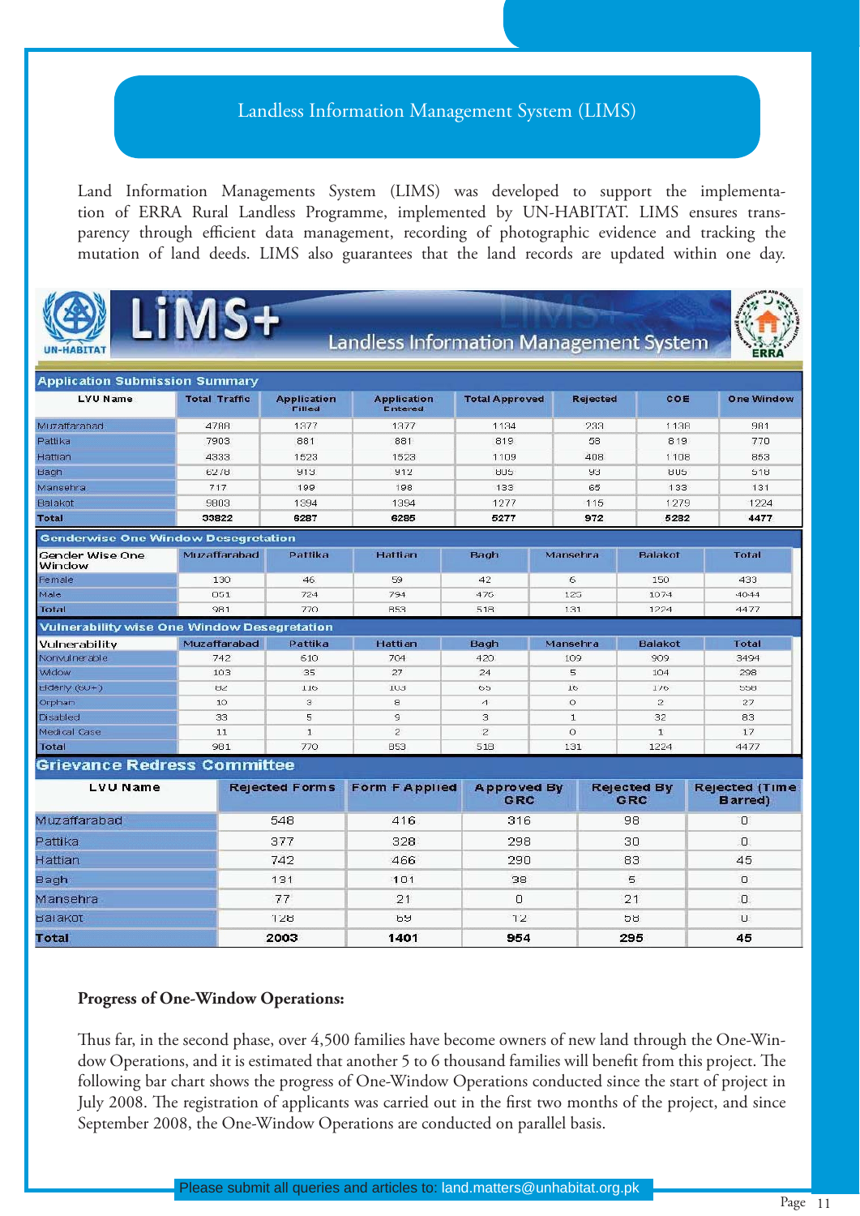# Landless Information Management System (LIMS)

Land Information Managements System (LIMS) was developed to support the implementation of ERRA Rural Landless Programme, implemented by UN-HABITAT. LIMS ensures transparency through efficient data management, recording of photographic evidence and tracking the mutation of land deeds. LIMS also guarantees that the land records are updated within one day.

UN-HABITAT | LiMS+ | Landless Information Management System | ERRA

**Application Submission Summary**

| LVU Name | Total Traffic | Application Filled | Application Entered | Total Approved | Rejected | COE | One Window |
|---|---|---|---|---|---|---|---|
| Muzaffarabad | 4788 | 1377 | 1377 | 1134 | 233 | 1138 | 981 |
| Pattika | 7903 | 881 | 881 | 819 | 58 | 819 | 770 |
| Hattian | 4333 | 1523 | 1523 | 1109 | 408 | 1108 | 853 |
| Bagh | 6278 | 913 | 912 | 805 | 93 | 805 | 518 |
| Mansehra | 717 | 199 | 198 | 133 | 65 | 133 | 131 |
| Balakot | 9803 | 1394 | 1394 | 1277 | 115 | 1279 | 1224 |
| Total | 33822 | 6287 | 6285 | 5277 | 972 | 5282 | 4477 |

**Genderwise One Window Desegretation**

| Gender Wise One Window | Muzaffarabad | Pattika | Hattian | Bagh | Mansehra | Balakot | Total |
|---|---|---|---|---|---|---|---|
| Female | 130 | 46 | 59 | 42 | 6 | 150 | 433 |
| Male | 851 | 724 | 794 | 476 | 125 | 1074 | 4044 |
| Total | 981 | 770 | 853 | 518 | 131 | 1224 | 4477 |

**Vulnerability wise One Window Desegretation**

| Vulnerability | Muzaffarabad | Pattika | Hattian | Bagh | Mansehra | Balakot | Total |
|---|---|---|---|---|---|---|---|
| Nonvulnerable | 742 | 610 | 704 | 420 | 109 | 909 | 3494 |
| Widow | 103 | 35 | 27 | 24 | 5 | 104 | 298 |
| Elderly (60+) | 82 | 116 | 103 | 65 | 16 | 176 | 558 |
| Orphan | 10 | 3 | 8 | 4 | 0 | 2 | 27 |
| Disabled | 33 | 5 | 9 | 3 | 1 | 32 | 83 |
| Medical Case | 11 | 1 | 2 | 2 | 0 | 1 | 17 |
| Total | 981 | 770 | 853 | 518 | 131 | 1224 | 4477 |

**Grievance Redress Committee**

| LVU Name | Rejected Forms | Form F Applied | Approved By GRC | Rejected By GRC | Rejected (Time Barred) |
|---|---|---|---|---|---|
| Muzaffarabad | 548 | 416 | 316 | 98 | 0 |
| Pattika | 377 | 328 | 298 | 30 | 0 |
| Hattian | 742 | 466 | 290 | 83 | 45 |
| Bagh | 131 | 101 | 38 | 5 | 0 |
| Mansehra | 77 | 21 | 0 | 21 | 0 |
| Balakot | 128 | 69 | 12 | 58 | 0 |
| Total | 2003 | 1401 | 954 | 295 | 45 |

**Progress of One-Window Operations:**

Thus far, in the second phase, over 4,500 families have become owners of new land through the One-Window Operations, and it is estimated that another 5 to 6 thousand families will benefit from this project. The following bar chart shows the progress of One-Window Operations conducted since the start of project in July 2008. The registration of applicants was carried out in the first two months of the project, and since September 2008, the One-Window Operations are conducted on parallel basis.

Please submit all queries and articles to: land.matters@unhabitat.org.pk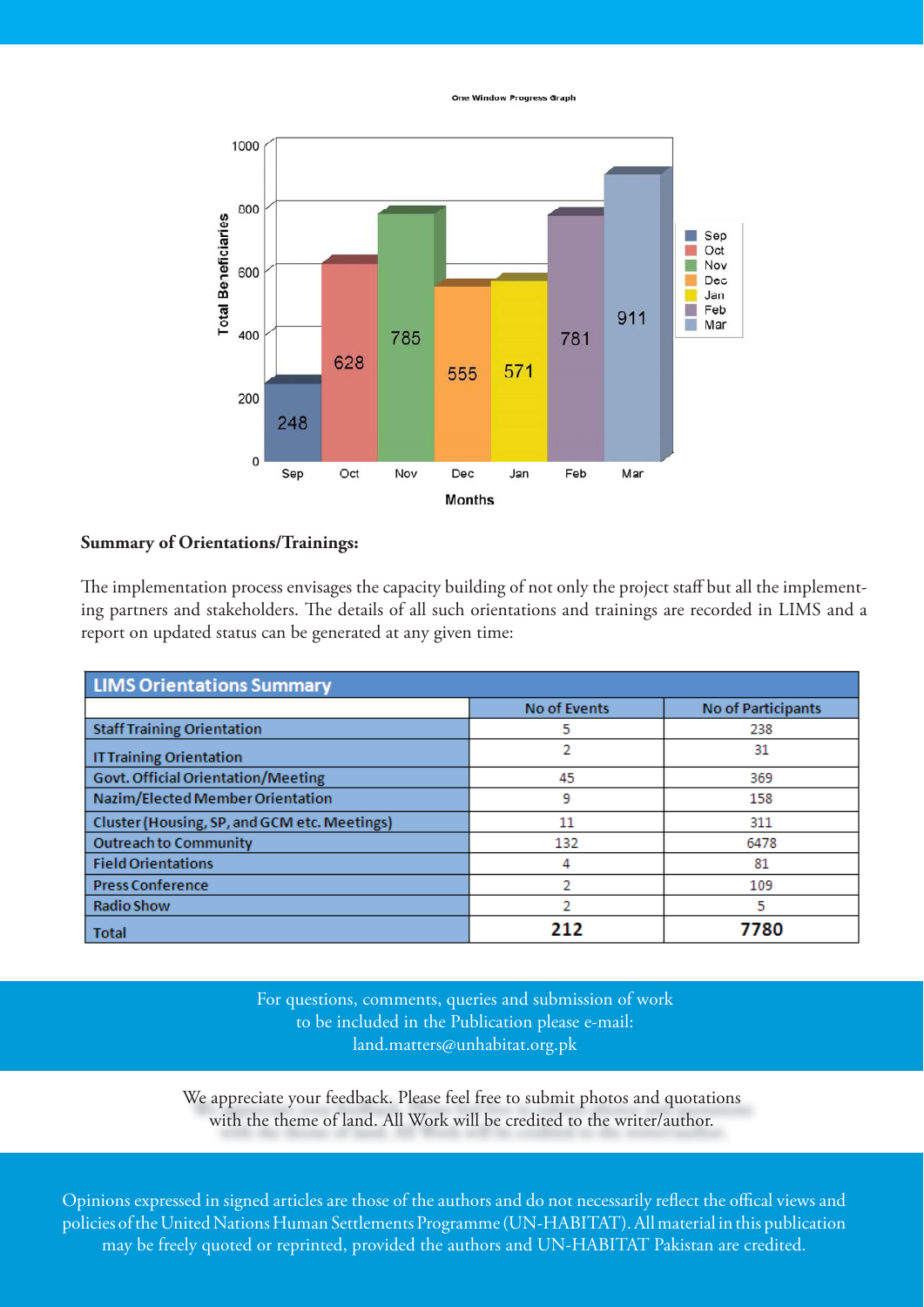One Window Progress Graph

1000
800
600
400
200
0

Total Beneficiaries

248
628
785
555
571
781
911

Sep Oct Nov Dec Jan Feb Mar

Months

Sep
Oct
Nov
Dec
Jan
Feb
Mar

**Summary of Orientations/Trainings:**

The implementation process envisages the capacity building of not only the project staff but all the implementing partners and stakeholders. The details of all such orientations and trainings are recorded in LIMS and a report on updated status can be generated at any given time:

| LIMS Orientations Summary | | |
|---|---|---|
| | No of Events | No of Participants |
| Staff Training Orientation | 5 | 238 |
| IT Training Orientation | 2 | 31 |
| Govt. Official Orientation/Meeting | 45 | 369 |
| Nazim/Elected Member Orientation | 9 | 158 |
| Cluster (Housing, SP, and GCM etc. Meetings) | 11 | 311 |
| Outreach to Community | 132 | 6478 |
| Field Orientations | 4 | 81 |
| Press Conference | 2 | 109 |
| Radio Show | 2 | 5 |
| Total | **212** | **7780** |

For questions, comments, queries and submission of work to be included in the Publication please e-mail: land.matters@unhabitat.org.pk

We appreciate your feedback. Please feel free to submit photos and quotations with the theme of land. All Work will be credited to the writer/author.

Opinions expressed in signed articles are those of the authors and do not necessarily reflect the offical views and policies of the United Nations Human Settlements Programme (UN-HABITAT). All material in this publication may be freely quoted or reprinted, provided the authors and UN-HABITAT Pakistan are credited.